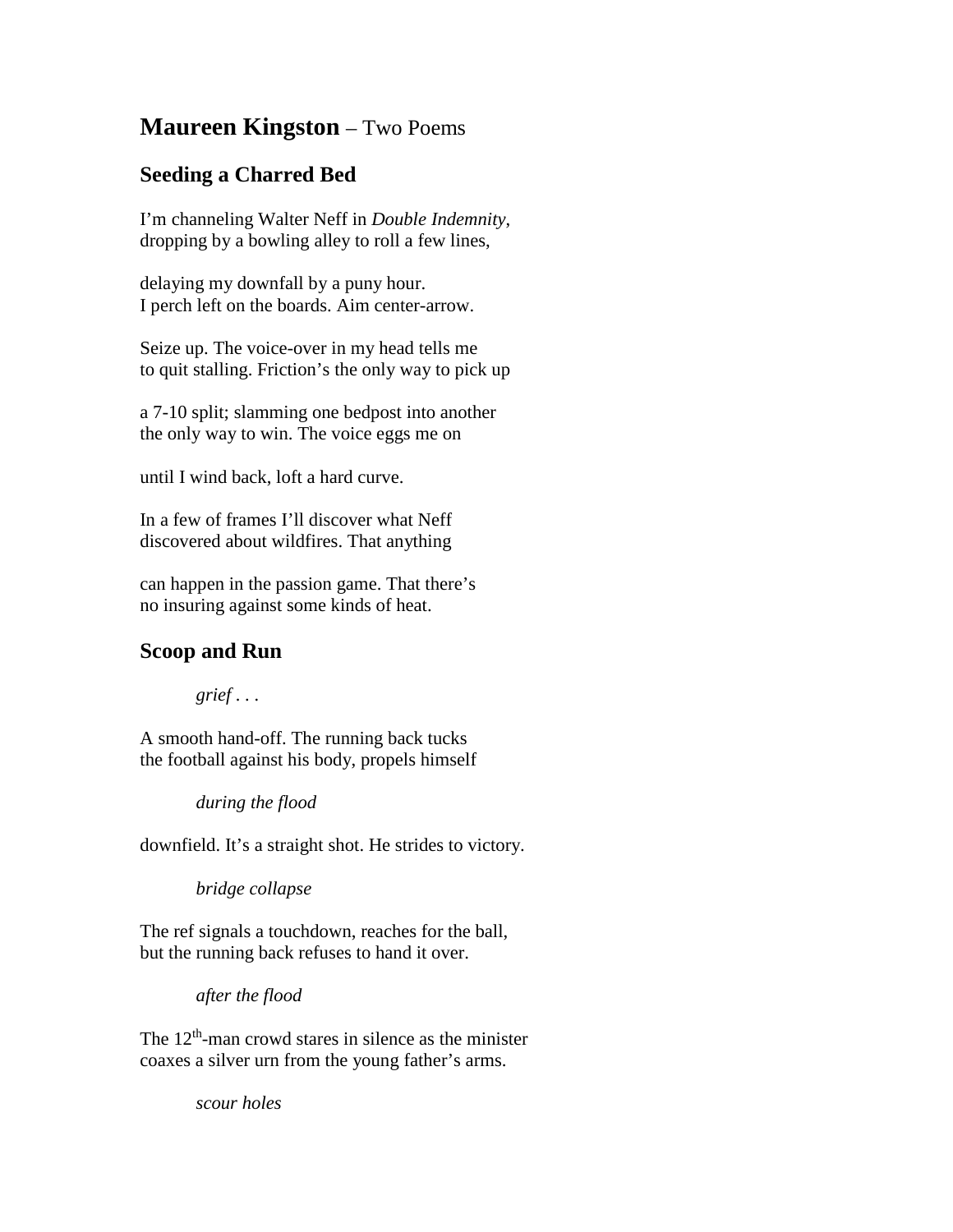# **Maureen Kingston** – Two Poems

## Seeding a Charred Bed

I'm channeling Walter Neff in *Double Indemnity*,
dropping by a bowling alley to roll a few lines,

delaying my downfall by a puny hour.
I perch left on the boards. Aim center-arrow.

Seize up. The voice-over in my head tells me
to quit stalling. Friction's the only way to pick up

a 7-10 split; slamming one bedpost into another
the only way to win. The voice eggs me on

until I wind back, loft a hard curve.

In a few of frames I'll discover what Neff
discovered about wildfires. That anything

can happen in the passion game. That there's
no insuring against some kinds of heat.

## Scoop and Run

> *grief . . .*

A smooth hand-off. The running back tucks
the football against his body, propels himself

> *during the flood*

downfield. It's a straight shot. He strides to victory.

> *bridge collapse*

The ref signals a touchdown, reaches for the ball,
but the running back refuses to hand it over.

> *after the flood*

The 12th-man crowd stares in silence as the minister
coaxes a silver urn from the young father's arms.

> *scour holes*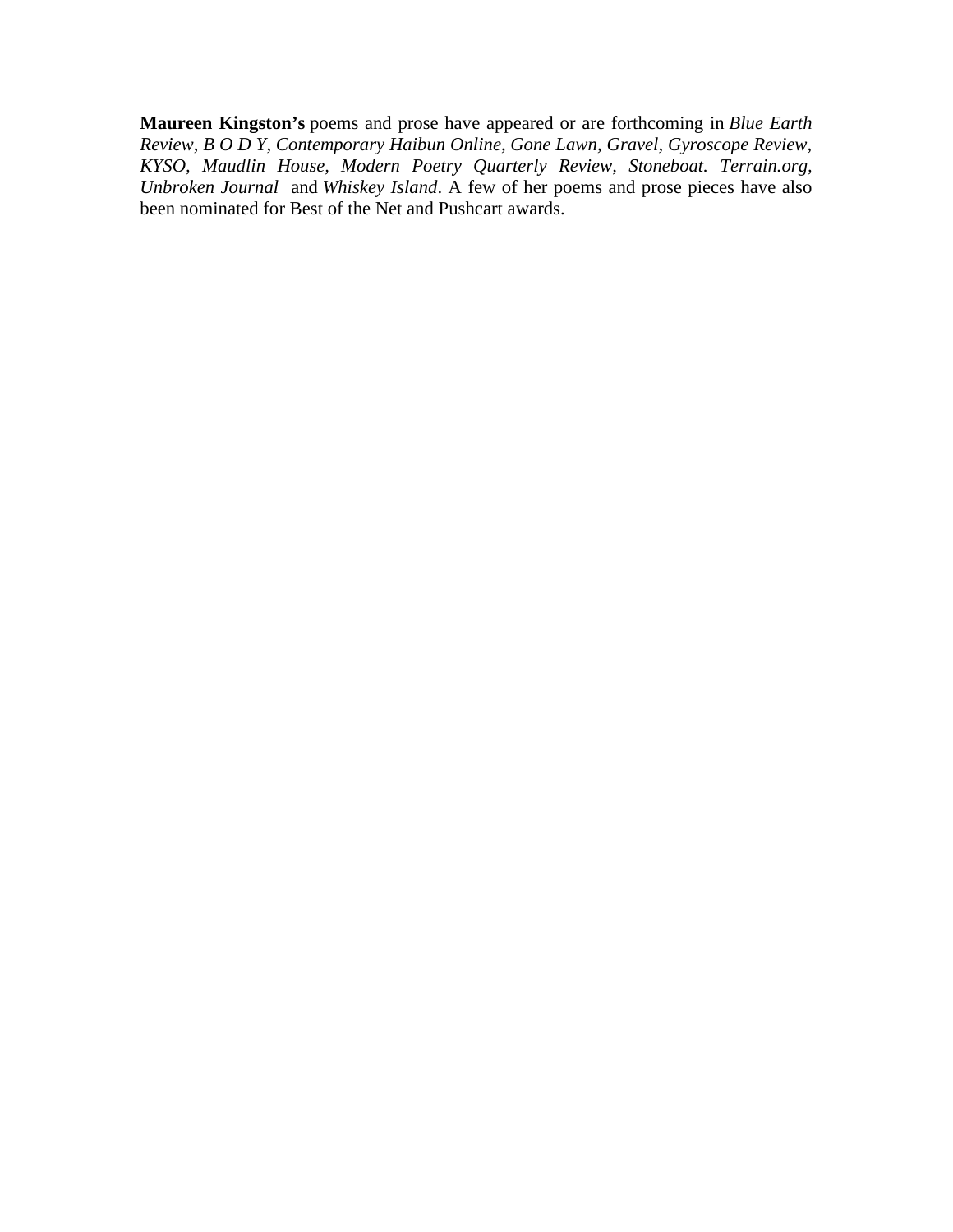**Maureen Kingston's** poems and prose have appeared or are forthcoming in *Blue Earth Review*, *B O D Y*, *Contemporary Haibun Online*, *Gone Lawn, Gravel, Gyroscope Review, KYSO, Maudlin House, Modern Poetry Quarterly Review, Stoneboat. Terrain.org, Unbroken Journal* and *Whiskey Island*. A few of her poems and prose pieces have also been nominated for Best of the Net and Pushcart awards.